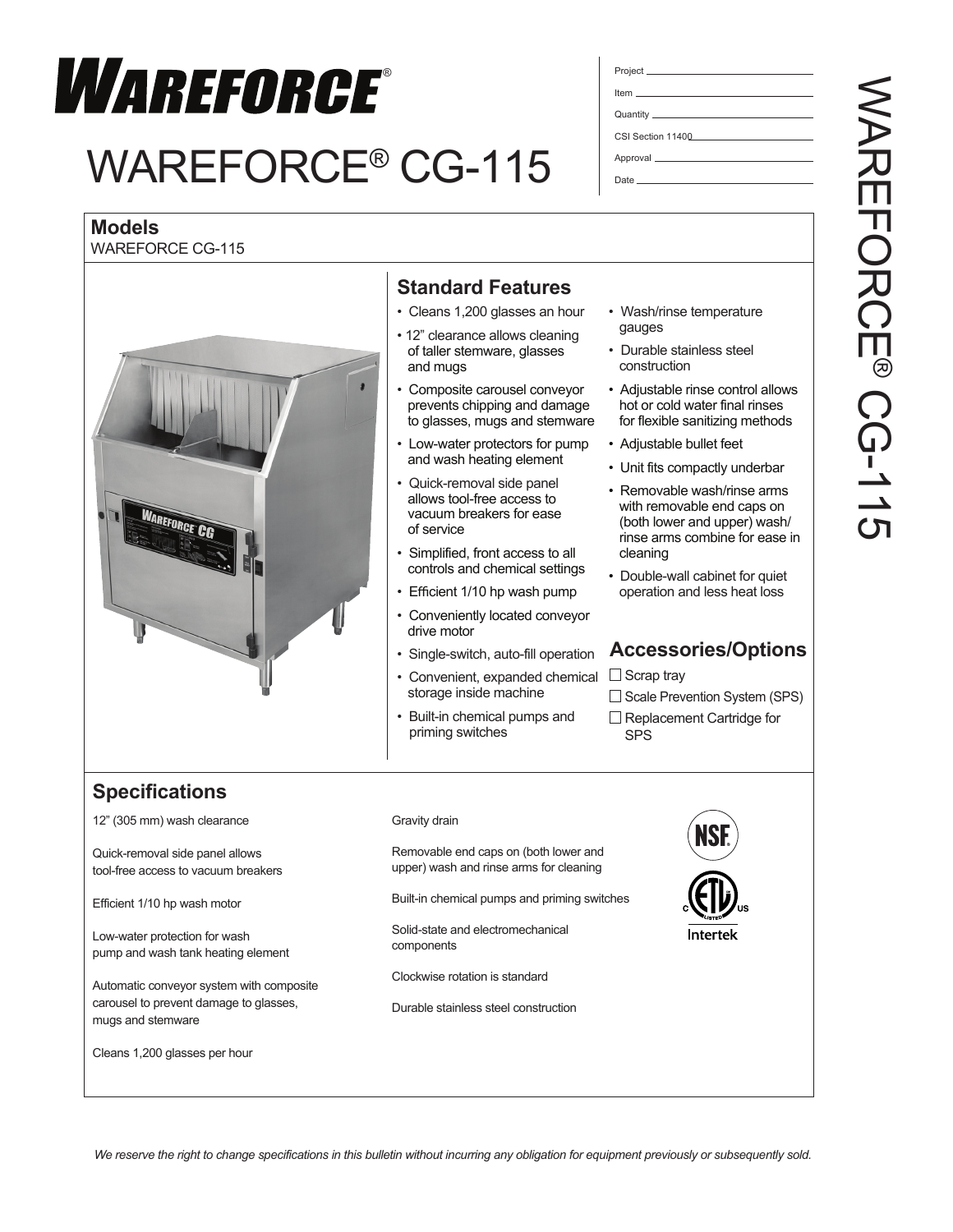# WAREFORCE®

# WAREFORCE® CG-115

Project ______________________

Item ______________________

Quantity ______________________

CSI Section 11400______________________

Approval ______________________

Date ______________________

## Models

WAREFORCE CG-115

## Standard Features

- Cleans 1,200 glasses an hour
- 12" clearance allows cleaning of taller stemware, glasses and mugs
- Composite carousel conveyor prevents chipping and damage to glasses, mugs and stemware
- Low-water protectors for pump and wash heating element
- Quick-removal side panel allows tool-free access to vacuum breakers for ease of service
- Simplified, front access to all controls and chemical settings
- Efficient 1/10 hp wash pump
- Conveniently located conveyor drive motor
- Single-switch, auto-fill operation
- Convenient, expanded chemical storage inside machine
- Built-in chemical pumps and priming switches
- Wash/rinse temperature gauges
- Durable stainless steel construction
- Adjustable rinse control allows hot or cold water final rinses for flexible sanitizing methods
- Adjustable bullet feet
- Unit fits compactly underbar
- Removable wash/rinse arms with removable end caps on (both lower and upper) wash/rinse arms combine for ease in cleaning
- Double-wall cabinet for quiet operation and less heat loss

## Accessories/Options

- ☐ Scrap tray
- ☐ Scale Prevention System (SPS)
- ☐ Replacement Cartridge for SPS

## Specifications

12" (305 mm) wash clearance

Quick-removal side panel allows tool-free access to vacuum breakers

Efficient 1/10 hp wash motor

Low-water protection for wash pump and wash tank heating element

Automatic conveyor system with composite carousel to prevent damage to glasses, mugs and stemware

Cleans 1,200 glasses per hour

Gravity drain

Removable end caps on (both lower and upper) wash and rinse arms for cleaning

Built-in chemical pumps and priming switches

Solid-state and electromechanical components

Clockwise rotation is standard

Durable stainless steel construction

*We reserve the right to change specifications in this bulletin without incurring any obligation for equipment previously or subsequently sold.*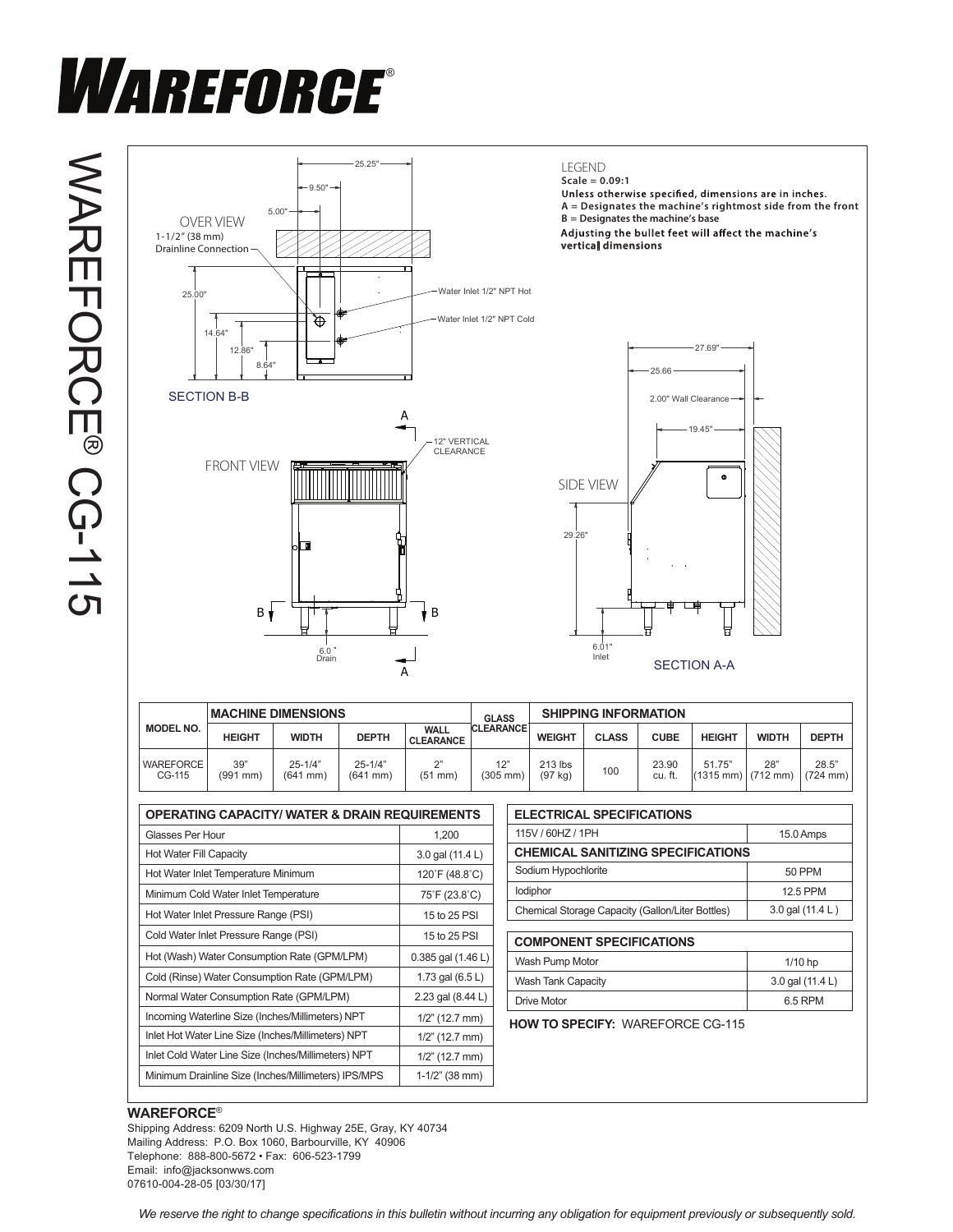# WAREFORCE®

WAREFORCE® CG-115

LEGEND
Scale = 0.09:1
Unless otherwise specified, dimensions are in inches.
A = Designates the machine's rightmost side from the front
B = Designates the machine's base
Adjusting the bullet feet will affect the machine's vertical dimensions

OVER VIEW
1-1/2" (38 mm) Drainline Connection
25.25"
9.50"
5.00"
25.00"
14.64"
12.86"
8.64"
Water Inlet 1/2" NPT Hot
Water Inlet 1/2" NPT Cold
SECTION B-B

FRONT VIEW
12" VERTICAL CLEARANCE
6.0" Drain

SIDE VIEW
27.69"
25.66
2.00" Wall Clearance
19.45"
29.26"
6.01" Inlet
SECTION A-A

| MODEL NO. | MACHINE DIMENSIONS | | | | GLASS CLEARANCE | SHIPPING INFORMATION | | | | | |
|---|---|---|---|---|---|---|---|---|---|---|---|
| | HEIGHT | WIDTH | DEPTH | WALL CLEARANCE | | WEIGHT | CLASS | CUBE | HEIGHT | WIDTH | DEPTH |
| WAREFORCE CG-115 | 39" (991 mm) | 25-1/4" (641 mm) | 25-1/4" (641 mm) | 2" (51 mm) | 12" (305 mm) | 213 lbs (97 kg) | 100 | 23.90 cu. ft. | 51.75" (1315 mm) | 28" (712 mm) | 28.5" (724 mm) |

| OPERATING CAPACITY/ WATER & DRAIN REQUIREMENTS | |
|---|---|
| Glasses Per Hour | 1,200 |
| Hot Water Fill Capacity | 3.0 gal (11.4 L) |
| Hot Water Inlet Temperature Minimum | 120˚F (48.8˚C) |
| Minimum Cold Water Inlet Temperature | 75˚F (23.8˚C) |
| Hot Water Inlet Pressure Range (PSI) | 15 to 25 PSI |
| Cold Water Inlet Pressure Range (PSI) | 15 to 25 PSI |
| Hot (Wash) Water Consumption Rate (GPM/LPM) | 0.385 gal (1.46 L) |
| Cold (Rinse) Water Consumption Rate (GPM/LPM) | 1.73 gal (6.5 L) |
| Normal Water Consumption Rate (GPM/LPM) | 2.23 gal (8.44 L) |
| Incoming Waterline Size (Inches/Millimeters) NPT | 1/2" (12.7 mm) |
| Inlet Hot Water Line Size (Inches/Millimeters) NPT | 1/2" (12.7 mm) |
| Inlet Cold Water Line Size (Inches/Millimeters) NPT | 1/2" (12.7 mm) |
| Minimum Drainline Size (Inches/Millimeters) IPS/MPS | 1-1/2" (38 mm) |

| ELECTRICAL SPECIFICATIONS | |
|---|---|
| 115V / 60HZ / 1PH | 15.0 Amps |
| **CHEMICAL SANITIZING SPECIFICATIONS** | |
| Sodium Hypochlorite | 50 PPM |
| Iodiphor | 12.5 PPM |
| Chemical Storage Capacity (Gallon/Liter Bottles) | 3.0 gal (11.4 L ) |

| COMPONENT SPECIFICATIONS | |
|---|---|
| Wash Pump Motor | 1/10 hp |
| Wash Tank Capacity | 3.0 gal (11.4 L) |
| Drive Motor | 6.5 RPM |

**HOW TO SPECIFY:** WAREFORCE CG-115

**WAREFORCE®**
Shipping Address: 6209 North U.S. Highway 25E, Gray, KY 40734
Mailing Address: P.O. Box 1060, Barbourville, KY 40906
Telephone: 888-800-5672 • Fax: 606-523-1799
Email: info@jacksonwws.com
07610-004-28-05 [03/30/17]

*We reserve the right to change specifications in this bulletin without incurring any obligation for equipment previously or subsequently sold.*